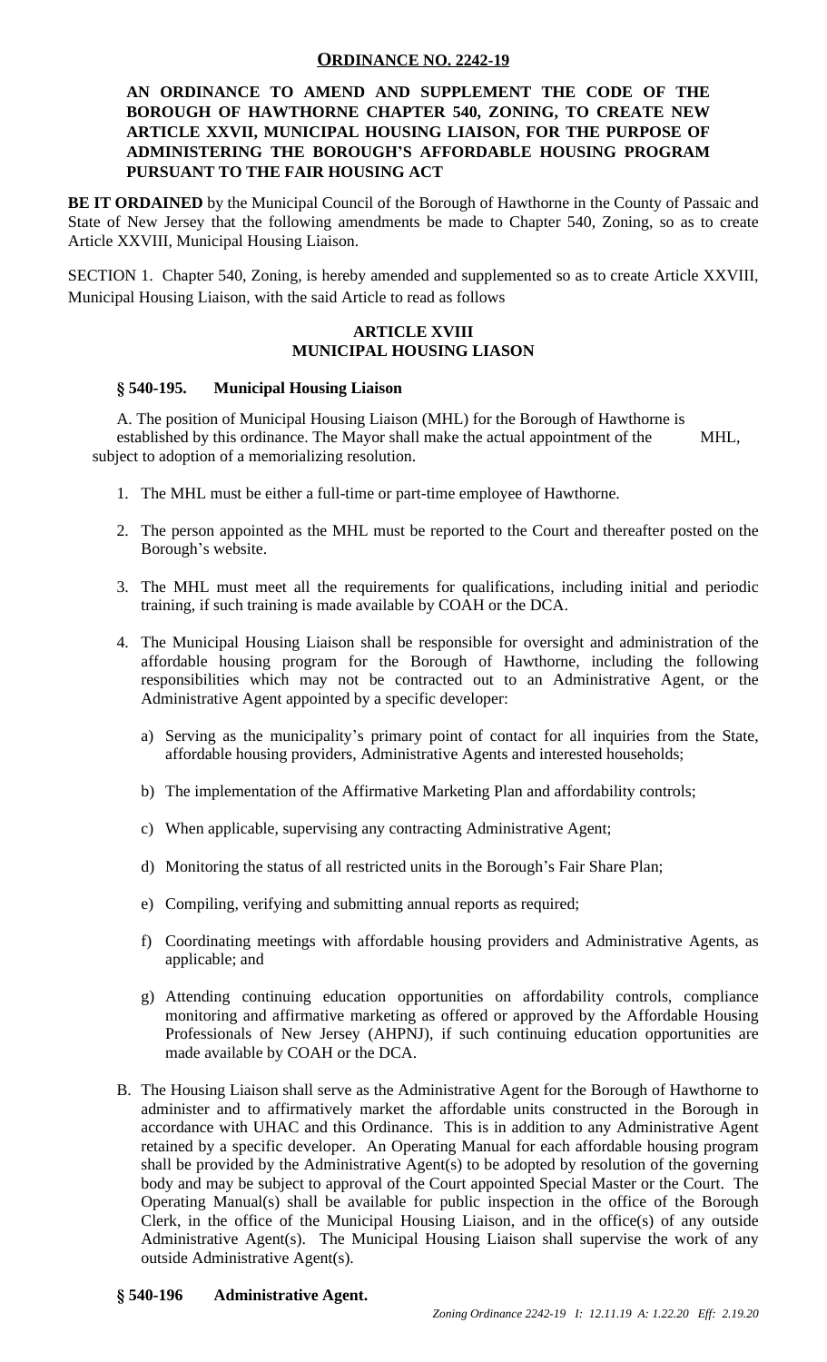# ORDINANCE NO. 2242-19

**AN ORDINANCE TO AMEND AND SUPPLEMENT THE CODE OF THE BOROUGH OF HAWTHORNE CHAPTER 540, ZONING, TO CREATE NEW ARTICLE XXVII, MUNICIPAL HOUSING LIAISON, FOR THE PURPOSE OF ADMINISTERING THE BOROUGH'S AFFORDABLE HOUSING PROGRAM PURSUANT TO THE FAIR HOUSING ACT**

**BE IT ORDAINED** by the Municipal Council of the Borough of Hawthorne in the County of Passaic and State of New Jersey that the following amendments be made to Chapter 540, Zoning, so as to create Article XXVIII, Municipal Housing Liaison.

SECTION 1. Chapter 540, Zoning, is hereby amended and supplemented so as to create Article XXVIII, Municipal Housing Liaison, with the said Article to read as follows

## ARTICLE XVIII
## MUNICIPAL HOUSING LIASON

### § 540-195. Municipal Housing Liaison

A. The position of Municipal Housing Liaison (MHL) for the Borough of Hawthorne is established by this ordinance. The Mayor shall make the actual appointment of the MHL, subject to adoption of a memorializing resolution.

1. The MHL must be either a full-time or part-time employee of Hawthorne.
2. The person appointed as the MHL must be reported to the Court and thereafter posted on the Borough's website.
3. The MHL must meet all the requirements for qualifications, including initial and periodic training, if such training is made available by COAH or the DCA.
4. The Municipal Housing Liaison shall be responsible for oversight and administration of the affordable housing program for the Borough of Hawthorne, including the following responsibilities which may not be contracted out to an Administrative Agent, or the Administrative Agent appointed by a specific developer:
   a) Serving as the municipality's primary point of contact for all inquiries from the State, affordable housing providers, Administrative Agents and interested households;
   b) The implementation of the Affirmative Marketing Plan and affordability controls;
   c) When applicable, supervising any contracting Administrative Agent;
   d) Monitoring the status of all restricted units in the Borough's Fair Share Plan;
   e) Compiling, verifying and submitting annual reports as required;
   f) Coordinating meetings with affordable housing providers and Administrative Agents, as applicable; and
   g) Attending continuing education opportunities on affordability controls, compliance monitoring and affirmative marketing as offered or approved by the Affordable Housing Professionals of New Jersey (AHPNJ), if such continuing education opportunities are made available by COAH or the DCA.

B. The Housing Liaison shall serve as the Administrative Agent for the Borough of Hawthorne to administer and to affirmatively market the affordable units constructed in the Borough in accordance with UHAC and this Ordinance. This is in addition to any Administrative Agent retained by a specific developer. An Operating Manual for each affordable housing program shall be provided by the Administrative Agent(s) to be adopted by resolution of the governing body and may be subject to approval of the Court appointed Special Master or the Court. The Operating Manual(s) shall be available for public inspection in the office of the Borough Clerk, in the office of the Municipal Housing Liaison, and in the office(s) of any outside Administrative Agent(s). The Municipal Housing Liaison shall supervise the work of any outside Administrative Agent(s).

### § 540-196 Administrative Agent.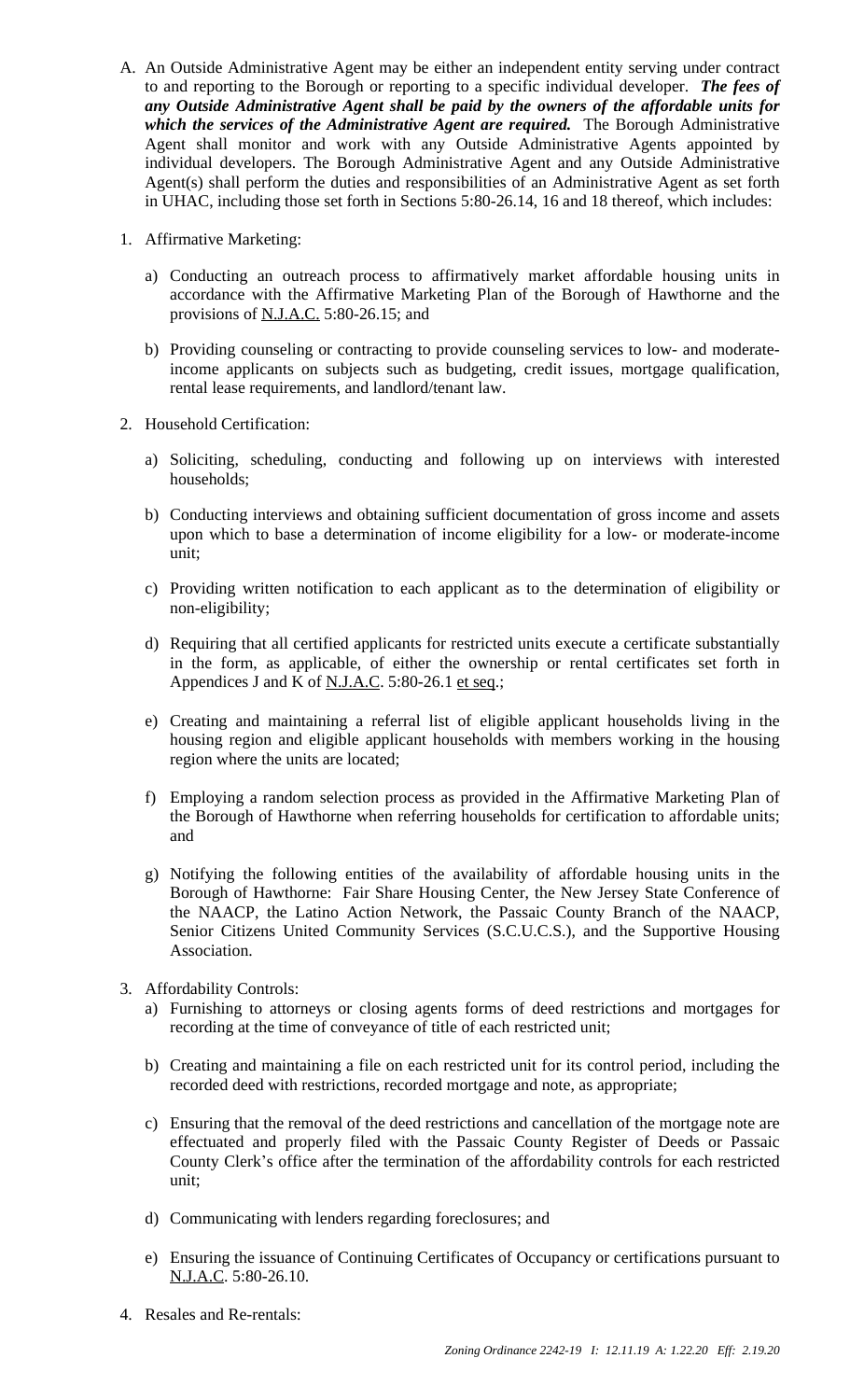A. An Outside Administrative Agent may be either an independent entity serving under contract to and reporting to the Borough or reporting to a specific individual developer. ***The fees of any Outside Administrative Agent shall be paid by the owners of the affordable units for which the services of the Administrative Agent are required.*** The Borough Administrative Agent shall monitor and work with any Outside Administrative Agents appointed by individual developers. The Borough Administrative Agent and any Outside Administrative Agent(s) shall perform the duties and responsibilities of an Administrative Agent as set forth in UHAC, including those set forth in Sections 5:80-26.14, 16 and 18 thereof, which includes:

1. Affirmative Marketing:

   a) Conducting an outreach process to affirmatively market affordable housing units in accordance with the Affirmative Marketing Plan of the Borough of Hawthorne and the provisions of N.J.A.C. 5:80-26.15; and

   b) Providing counseling or contracting to provide counseling services to low- and moderate-income applicants on subjects such as budgeting, credit issues, mortgage qualification, rental lease requirements, and landlord/tenant law.

2. Household Certification:

   a) Soliciting, scheduling, conducting and following up on interviews with interested households;

   b) Conducting interviews and obtaining sufficient documentation of gross income and assets upon which to base a determination of income eligibility for a low- or moderate-income unit;

   c) Providing written notification to each applicant as to the determination of eligibility or non-eligibility;

   d) Requiring that all certified applicants for restricted units execute a certificate substantially in the form, as applicable, of either the ownership or rental certificates set forth in Appendices J and K of N.J.A.C. 5:80-26.1 et seq.;

   e) Creating and maintaining a referral list of eligible applicant households living in the housing region and eligible applicant households with members working in the housing region where the units are located;

   f) Employing a random selection process as provided in the Affirmative Marketing Plan of the Borough of Hawthorne when referring households for certification to affordable units; and

   g) Notifying the following entities of the availability of affordable housing units in the Borough of Hawthorne: Fair Share Housing Center, the New Jersey State Conference of the NAACP, the Latino Action Network, the Passaic County Branch of the NAACP, Senior Citizens United Community Services (S.C.U.C.S.), and the Supportive Housing Association.

3. Affordability Controls:

   a) Furnishing to attorneys or closing agents forms of deed restrictions and mortgages for recording at the time of conveyance of title of each restricted unit;

   b) Creating and maintaining a file on each restricted unit for its control period, including the recorded deed with restrictions, recorded mortgage and note, as appropriate;

   c) Ensuring that the removal of the deed restrictions and cancellation of the mortgage note are effectuated and properly filed with the Passaic County Register of Deeds or Passaic County Clerk's office after the termination of the affordability controls for each restricted unit;

   d) Communicating with lenders regarding foreclosures; and

   e) Ensuring the issuance of Continuing Certificates of Occupancy or certifications pursuant to N.J.A.C. 5:80-26.10.

4. Resales and Re-rentals: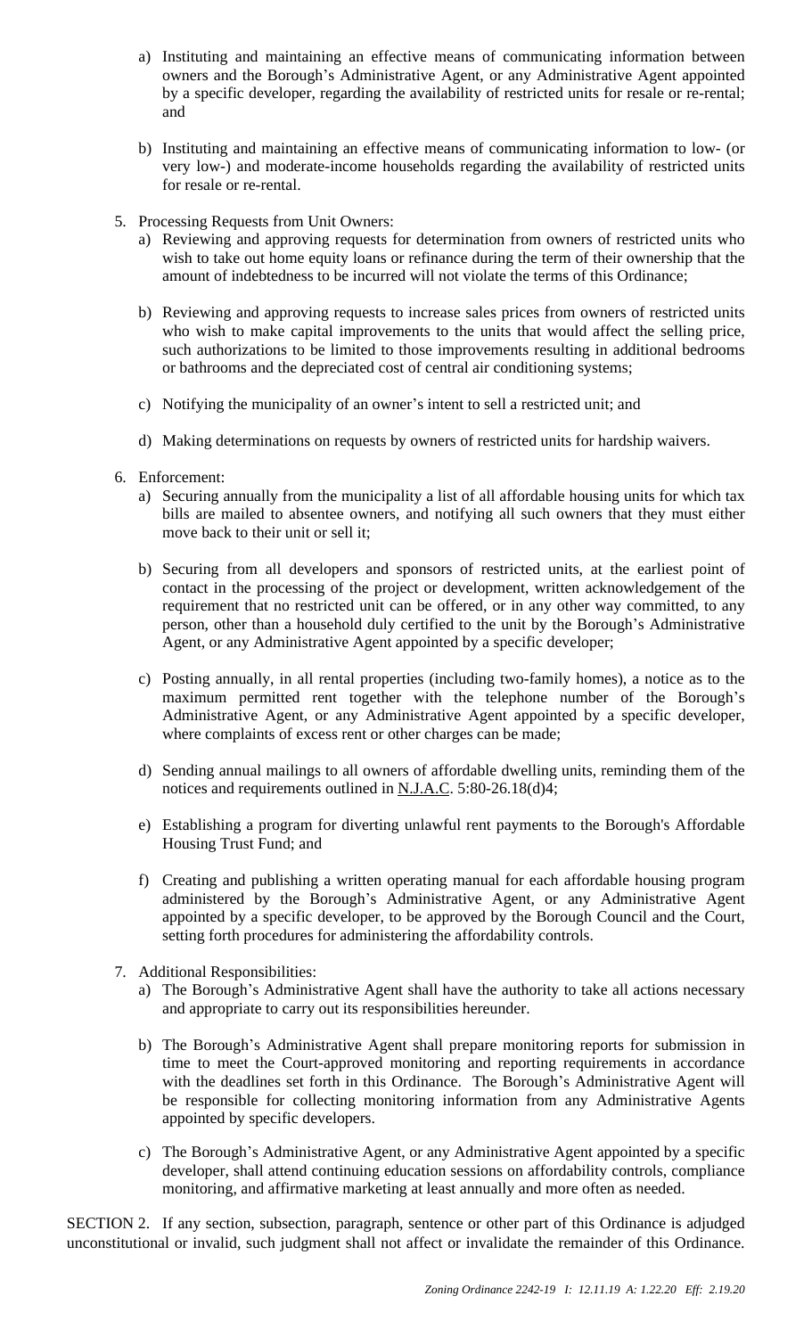a) Instituting and maintaining an effective means of communicating information between owners and the Borough's Administrative Agent, or any Administrative Agent appointed by a specific developer, regarding the availability of restricted units for resale or re-rental; and

b) Instituting and maintaining an effective means of communicating information to low- (or very low-) and moderate-income households regarding the availability of restricted units for resale or re-rental.

5. Processing Requests from Unit Owners:

a) Reviewing and approving requests for determination from owners of restricted units who wish to take out home equity loans or refinance during the term of their ownership that the amount of indebtedness to be incurred will not violate the terms of this Ordinance;

b) Reviewing and approving requests to increase sales prices from owners of restricted units who wish to make capital improvements to the units that would affect the selling price, such authorizations to be limited to those improvements resulting in additional bedrooms or bathrooms and the depreciated cost of central air conditioning systems;

c) Notifying the municipality of an owner's intent to sell a restricted unit; and

d) Making determinations on requests by owners of restricted units for hardship waivers.

6. Enforcement:

a) Securing annually from the municipality a list of all affordable housing units for which tax bills are mailed to absentee owners, and notifying all such owners that they must either move back to their unit or sell it;

b) Securing from all developers and sponsors of restricted units, at the earliest point of contact in the processing of the project or development, written acknowledgement of the requirement that no restricted unit can be offered, or in any other way committed, to any person, other than a household duly certified to the unit by the Borough's Administrative Agent, or any Administrative Agent appointed by a specific developer;

c) Posting annually, in all rental properties (including two-family homes), a notice as to the maximum permitted rent together with the telephone number of the Borough's Administrative Agent, or any Administrative Agent appointed by a specific developer, where complaints of excess rent or other charges can be made;

d) Sending annual mailings to all owners of affordable dwelling units, reminding them of the notices and requirements outlined in N.J.A.C. 5:80-26.18(d)4;

e) Establishing a program for diverting unlawful rent payments to the Borough's Affordable Housing Trust Fund; and

f) Creating and publishing a written operating manual for each affordable housing program administered by the Borough's Administrative Agent, or any Administrative Agent appointed by a specific developer, to be approved by the Borough Council and the Court, setting forth procedures for administering the affordability controls.

7. Additional Responsibilities:

a) The Borough's Administrative Agent shall have the authority to take all actions necessary and appropriate to carry out its responsibilities hereunder.

b) The Borough's Administrative Agent shall prepare monitoring reports for submission in time to meet the Court-approved monitoring and reporting requirements in accordance with the deadlines set forth in this Ordinance. The Borough's Administrative Agent will be responsible for collecting monitoring information from any Administrative Agents appointed by specific developers.

c) The Borough's Administrative Agent, or any Administrative Agent appointed by a specific developer, shall attend continuing education sessions on affordability controls, compliance monitoring, and affirmative marketing at least annually and more often as needed.

SECTION 2. If any section, subsection, paragraph, sentence or other part of this Ordinance is adjudged unconstitutional or invalid, such judgment shall not affect or invalidate the remainder of this Ordinance.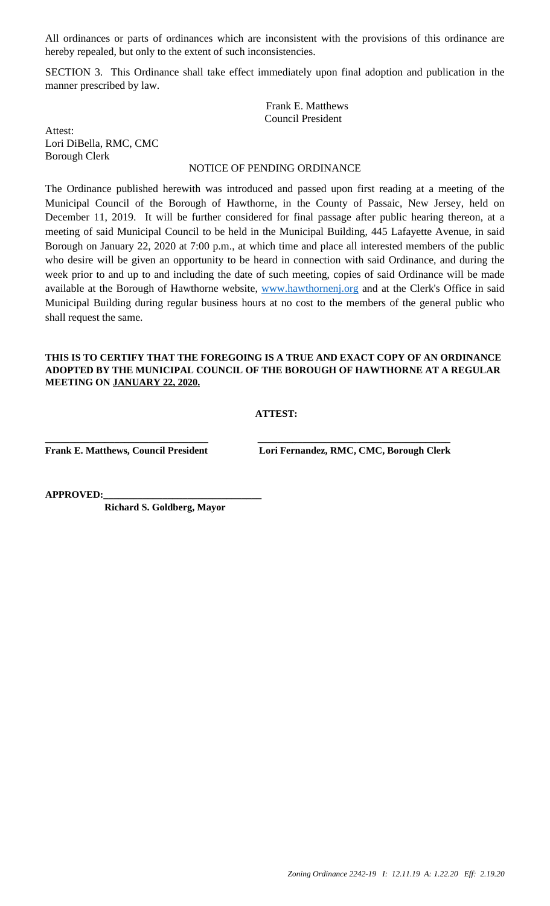All ordinances or parts of ordinances which are inconsistent with the provisions of this ordinance are hereby repealed, but only to the extent of such inconsistencies.

SECTION 3. This Ordinance shall take effect immediately upon final adoption and publication in the manner prescribed by law.

Frank E. Matthews
Council President

Attest:
Lori DiBella, RMC, CMC
Borough Clerk

NOTICE OF PENDING ORDINANCE

The Ordinance published herewith was introduced and passed upon first reading at a meeting of the Municipal Council of the Borough of Hawthorne, in the County of Passaic, New Jersey, held on December 11, 2019. It will be further considered for final passage after public hearing thereon, at a meeting of said Municipal Council to be held in the Municipal Building, 445 Lafayette Avenue, in said Borough on January 22, 2020 at 7:00 p.m., at which time and place all interested members of the public who desire will be given an opportunity to be heard in connection with said Ordinance, and during the week prior to and up to and including the date of such meeting, copies of said Ordinance will be made available at the Borough of Hawthorne website, www.hawthornenj.org and at the Clerk's Office in said Municipal Building during regular business hours at no cost to the members of the general public who shall request the same.

**THIS IS TO CERTIFY THAT THE FOREGOING IS A TRUE AND EXACT COPY OF AN ORDINANCE ADOPTED BY THE MUNICIPAL COUNCIL OF THE BOROUGH OF HAWTHORNE AT A REGULAR MEETING ON JANUARY 22, 2020.**

**ATTEST:**

**\_\_\_\_\_\_\_\_\_\_\_\_\_\_\_\_\_\_\_\_\_\_\_\_\_\_\_\_\_\_\_\_** **\_\_\_\_\_\_\_\_\_\_\_\_\_\_\_\_\_\_\_\_\_\_\_\_\_\_\_\_\_\_\_\_\_\_\_\_\_\_**
**Frank E. Matthews, Council President** **Lori Fernandez, RMC, CMC, Borough Clerk**

**APPROVED:\_\_\_\_\_\_\_\_\_\_\_\_\_\_\_\_\_\_\_\_\_\_\_\_\_\_\_\_\_\_\_**
**Richard S. Goldberg, Mayor**

*Zoning Ordinance 2242-19 I: 12.11.19 A: 1.22.20 Eff: 2.19.20*